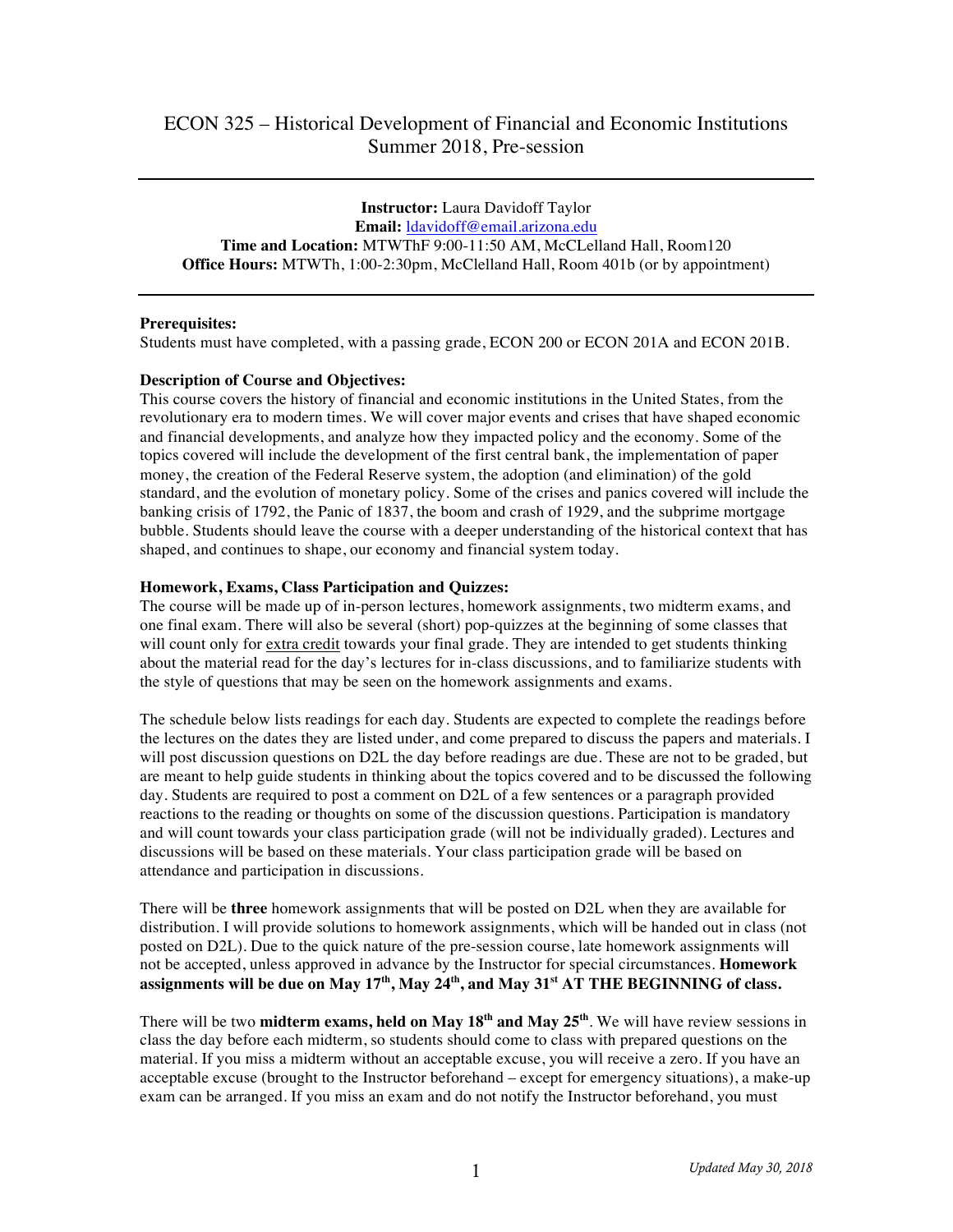# ECON 325 – Historical Development of Financial and Economic Institutions
## Summer 2018, Pre-session

---

**Instructor:** Laura Davidoff Taylor
**Email:** ldavidoff@email.arizona.edu
**Time and Location:** MTWThF 9:00-11:50 AM, McCLelland Hall, Room120
**Office Hours:** MTWTh, 1:00-2:30pm, McClelland Hall, Room 401b (or by appointment)

---

**Prerequisites:**
Students must have completed, with a passing grade, ECON 200 or ECON 201A and ECON 201B.

**Description of Course and Objectives:**
This course covers the history of financial and economic institutions in the United States, from the revolutionary era to modern times. We will cover major events and crises that have shaped economic and financial developments, and analyze how they impacted policy and the economy. Some of the topics covered will include the development of the first central bank, the implementation of paper money, the creation of the Federal Reserve system, the adoption (and elimination) of the gold standard, and the evolution of monetary policy. Some of the crises and panics covered will include the banking crisis of 1792, the Panic of 1837, the boom and crash of 1929, and the subprime mortgage bubble. Students should leave the course with a deeper understanding of the historical context that has shaped, and continues to shape, our economy and financial system today.

**Homework, Exams, Class Participation and Quizzes:**
The course will be made up of in-person lectures, homework assignments, two midterm exams, and one final exam. There will also be several (short) pop-quizzes at the beginning of some classes that will count only for extra credit towards your final grade. They are intended to get students thinking about the material read for the day's lectures for in-class discussions, and to familiarize students with the style of questions that may be seen on the homework assignments and exams.

The schedule below lists readings for each day. Students are expected to complete the readings before the lectures on the dates they are listed under, and come prepared to discuss the papers and materials. I will post discussion questions on D2L the day before readings are due. These are not to be graded, but are meant to help guide students in thinking about the topics covered and to be discussed the following day. Students are required to post a comment on D2L of a few sentences or a paragraph provided reactions to the reading or thoughts on some of the discussion questions. Participation is mandatory and will count towards your class participation grade (will not be individually graded). Lectures and discussions will be based on these materials. Your class participation grade will be based on attendance and participation in discussions.

There will be **three** homework assignments that will be posted on D2L when they are available for distribution. I will provide solutions to homework assignments, which will be handed out in class (not posted on D2L). Due to the quick nature of the pre-session course, late homework assignments will not be accepted, unless approved in advance by the Instructor for special circumstances. **Homework assignments will be due on May 17th, May 24th, and May 31st AT THE BEGINNING of class.**

There will be two **midterm exams, held on May 18th and May 25th**. We will have review sessions in class the day before each midterm, so students should come to class with prepared questions on the material. If you miss a midterm without an acceptable excuse, you will receive a zero. If you have an acceptable excuse (brought to the Instructor beforehand – except for emergency situations), a make-up exam can be arranged. If you miss an exam and do not notify the Instructor beforehand, you must

*Updated May 30, 2018*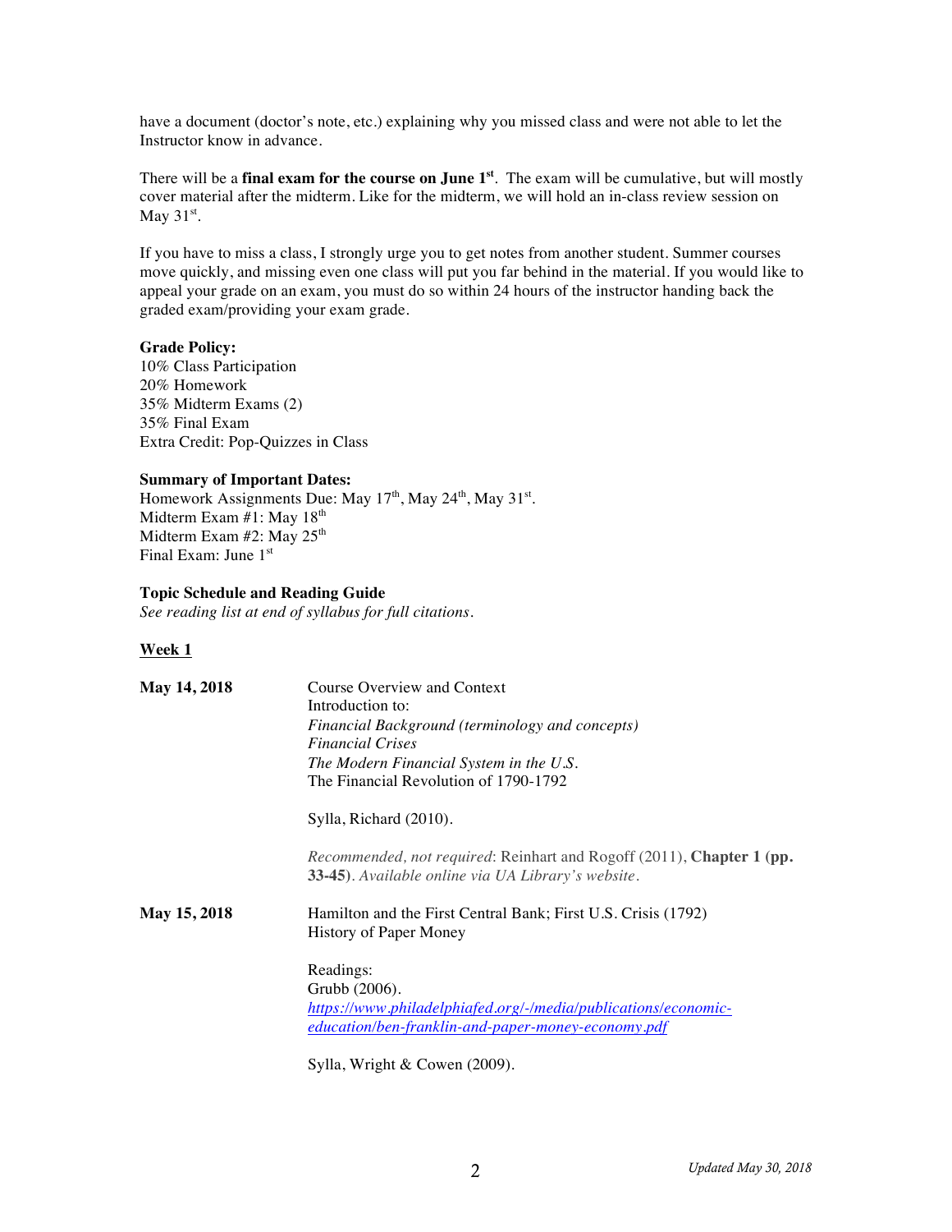have a document (doctor's note, etc.) explaining why you missed class and were not able to let the Instructor know in advance.

There will be a **final exam for the course on June 1st**. The exam will be cumulative, but will mostly cover material after the midterm. Like for the midterm, we will hold an in-class review session on May 31st.

If you have to miss a class, I strongly urge you to get notes from another student. Summer courses move quickly, and missing even one class will put you far behind in the material. If you would like to appeal your grade on an exam, you must do so within 24 hours of the instructor handing back the graded exam/providing your exam grade.

**Grade Policy:**
10% Class Participation
20% Homework
35% Midterm Exams (2)
35% Final Exam
Extra Credit: Pop-Quizzes in Class

**Summary of Important Dates:**
Homework Assignments Due: May 17th, May 24th, May 31st.
Midterm Exam #1: May 18th
Midterm Exam #2: May 25th
Final Exam: June 1st

**Topic Schedule and Reading Guide**
*See reading list at end of syllabus for full citations.*

**Week 1**

**May 14, 2018**

Course Overview and Context
Introduction to:
*Financial Background (terminology and concepts)*
*Financial Crises*
*The Modern Financial System in the U.S.*
The Financial Revolution of 1790-1792

Sylla, Richard (2010).

*Recommended, not required*: Reinhart and Rogoff (2011), **Chapter 1 (pp. 33-45)**. *Available online via UA Library's website.*

**May 15, 2018**

Hamilton and the First Central Bank; First U.S. Crisis (1792)
History of Paper Money

Readings:
Grubb (2006).
[https://www.philadelphiafed.org/-/media/publications/economic-education/ben-franklin-and-paper-money-economy.pdf](https://www.philadelphiafed.org/-/media/publications/economic-education/ben-franklin-and-paper-money-economy.pdf)

Sylla, Wright & Cowen (2009).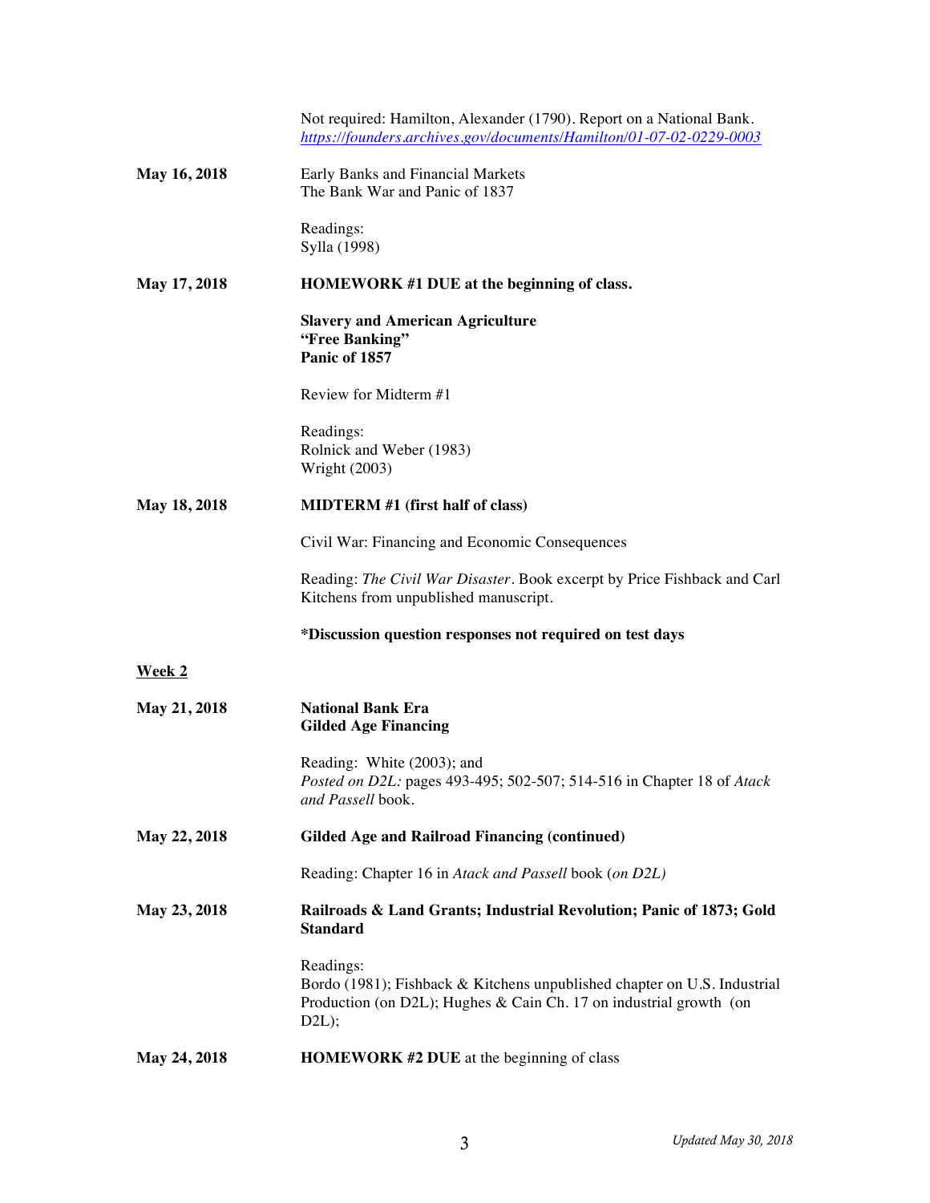Not required: Hamilton, Alexander (1790). Report on a National Bank. *https://founders.archives.gov/documents/Hamilton/01-07-02-0229-0003*

**May 16, 2018**

Early Banks and Financial Markets
The Bank War and Panic of 1837

Readings:
Sylla (1998)

**May 17, 2018**

**HOMEWORK #1 DUE at the beginning of class.**

**Slavery and American Agriculture**
**"Free Banking"**
**Panic of 1857**

Review for Midterm #1

Readings:
Rolnick and Weber (1983)
Wright (2003)

**May 18, 2018**

**MIDTERM #1 (first half of class)**

Civil War: Financing and Economic Consequences

Reading: *The Civil War Disaster*. Book excerpt by Price Fishback and Carl Kitchens from unpublished manuscript.

***Discussion question responses not required on test days**

**Week 2**

**May 21, 2018**

**National Bank Era**
**Gilded Age Financing**

Reading: White (2003); and
*Posted on D2L:* pages 493-495; 502-507; 514-516 in Chapter 18 of *Atack and Passell* book.

**May 22, 2018**

**Gilded Age and Railroad Financing (continued)**

Reading: Chapter 16 in *Atack and Passell* book (*on D2L)*

**May 23, 2018**

**Railroads & Land Grants; Industrial Revolution; Panic of 1873; Gold Standard**

Readings:
Bordo (1981); Fishback & Kitchens unpublished chapter on U.S. Industrial Production (on D2L); Hughes & Cain Ch. 17 on industrial growth (on D2L);

**May 24, 2018**

**HOMEWORK #2 DUE** at the beginning of class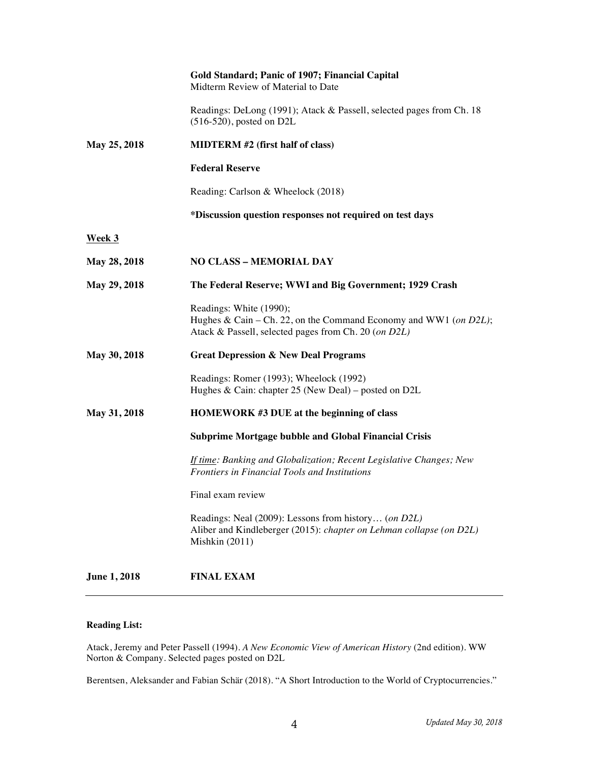| | |
|---|---|
| | **Gold Standard; Panic of 1907; Financial Capital**<br>Midterm Review of Material to Date |
| | Readings: DeLong (1991); Atack & Passell, selected pages from Ch. 18 (516-520), posted on D2L |
| **May 25, 2018** | **MIDTERM #2 (first half of class)** |
| | **Federal Reserve** |
| | Reading: Carlson & Wheelock (2018) |
| | ***Discussion question responses not required on test days** |

**Week 3**

| | |
|---|---|
| **May 28, 2018** | **NO CLASS – MEMORIAL DAY** |
| **May 29, 2018** | **The Federal Reserve; WWI and Big Government; 1929 Crash** |
| | Readings: White (1990);<br>Hughes & Cain – Ch. 22, on the Command Economy and WW1 (*on D2L*);<br>Atack & Passell, selected pages from Ch. 20 (*on D2L)* |
| **May 30, 2018** | **Great Depression & New Deal Programs** |
| | Readings: Romer (1993); Wheelock (1992)<br>Hughes & Cain: chapter 25 (New Deal) – posted on D2L |
| **May 31, 2018** | **HOMEWORK #3 DUE at the beginning of class** |
| | **Subprime Mortgage bubble and Global Financial Crisis** |
| | *If time: Banking and Globalization; Recent Legislative Changes; New Frontiers in Financial Tools and Institutions* |
| | Final exam review |
| | Readings: Neal (2009): Lessons from history… (*on D2L)*<br>Aliber and Kindleberger (2015): *chapter on Lehman collapse (on D2L)*<br>Mishkin (2011) |
| **June 1, 2018** | **FINAL EXAM** |

---

**Reading List:**

Atack, Jeremy and Peter Passell (1994). *A New Economic View of American History* (2nd edition). WW Norton & Company. Selected pages posted on D2L

Berentsen, Aleksander and Fabian Schär (2018). "A Short Introduction to the World of Cryptocurrencies."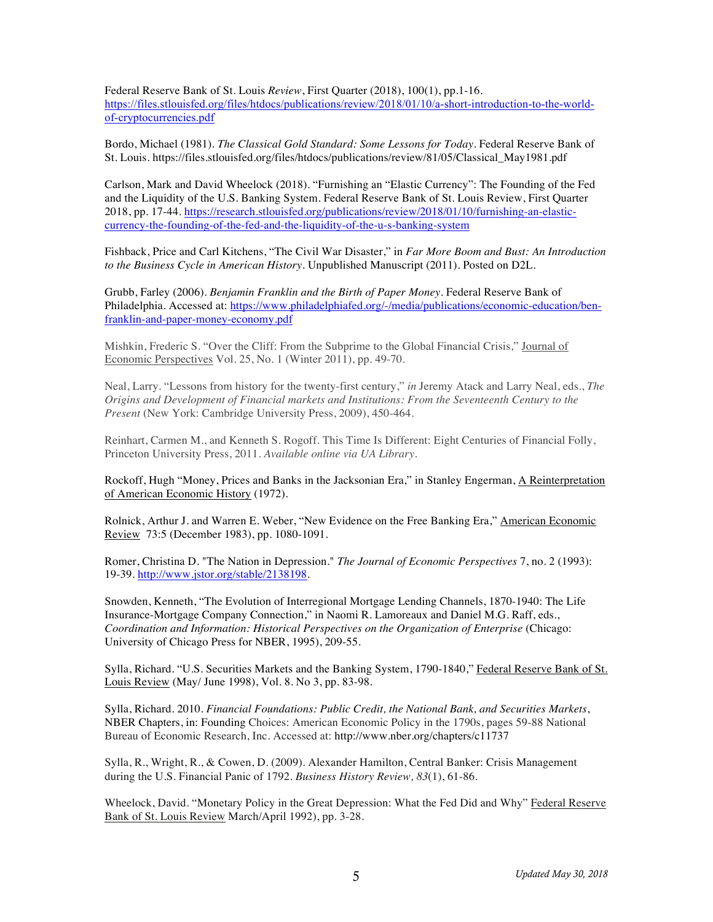Federal Reserve Bank of St. Louis *Review*, First Quarter (2018), 100(1), pp.1-16. https://files.stlouisfed.org/files/htdocs/publications/review/2018/01/10/a-short-introduction-to-the-world-of-cryptocurrencies.pdf

Bordo, Michael (1981). *The Classical Gold Standard: Some Lessons for Today*. Federal Reserve Bank of St. Louis. https://files.stlouisfed.org/files/htdocs/publications/review/81/05/Classical_May1981.pdf

Carlson, Mark and David Wheelock (2018). "Furnishing an "Elastic Currency": The Founding of the Fed and the Liquidity of the U.S. Banking System. Federal Reserve Bank of St. Louis Review, First Quarter 2018, pp. 17-44. https://research.stlouisfed.org/publications/review/2018/01/10/furnishing-an-elastic-currency-the-founding-of-the-fed-and-the-liquidity-of-the-u-s-banking-system

Fishback, Price and Carl Kitchens, "The Civil War Disaster," in *Far More Boom and Bust: An Introduction to the Business Cycle in American History*. Unpublished Manuscript (2011). Posted on D2L.

Grubb, Farley (2006). *Benjamin Franklin and the Birth of Paper Money*. Federal Reserve Bank of Philadelphia. Accessed at: https://www.philadelphiafed.org/-/media/publications/economic-education/ben-franklin-and-paper-money-economy.pdf

Mishkin, Frederic S. "Over the Cliff: From the Subprime to the Global Financial Crisis," Journal of Economic Perspectives Vol. 25, No. 1 (Winter 2011), pp. 49-70.

Neal, Larry. "Lessons from history for the twenty-first century," *in* Jeremy Atack and Larry Neal, eds., *The Origins and Development of Financial markets and Institutions: From the Seventeenth Century to the Present* (New York: Cambridge University Press, 2009), 450-464.

Reinhart, Carmen M., and Kenneth S. Rogoff. This Time Is Different: Eight Centuries of Financial Folly, Princeton University Press, 2011. *Available online via UA Library.*

Rockoff, Hugh "Money, Prices and Banks in the Jacksonian Era," in Stanley Engerman, A Reinterpretation of American Economic History (1972).

Rolnick, Arthur J. and Warren E. Weber, "New Evidence on the Free Banking Era," American Economic Review 73:5 (December 1983), pp. 1080-1091.

Romer, Christina D. "The Nation in Depression." *The Journal of Economic Perspectives* 7, no. 2 (1993): 19-39. http://www.jstor.org/stable/2138198.

Snowden, Kenneth, "The Evolution of Interregional Mortgage Lending Channels, 1870-1940: The Life Insurance-Mortgage Company Connection," in Naomi R. Lamoreaux and Daniel M.G. Raff, eds., *Coordination and Information: Historical Perspectives on the Organization of Enterprise* (Chicago: University of Chicago Press for NBER, 1995), 209-55.

Sylla, Richard. "U.S. Securities Markets and the Banking System, 1790-1840," Federal Reserve Bank of St. Louis Review (May/ June 1998), Vol. 8. No 3, pp. 83-98.

Sylla, Richard. 2010. *Financial Foundations: Public Credit, the National Bank, and Securities Markets*, NBER Chapters, in: Founding Choices: American Economic Policy in the 1790s, pages 59-88 National Bureau of Economic Research, Inc. Accessed at: http://www.nber.org/chapters/c11737

Sylla, R., Wright, R., & Cowen, D. (2009). Alexander Hamilton, Central Banker: Crisis Management during the U.S. Financial Panic of 1792. *Business History Review, 83*(1), 61-86.

Wheelock, David. "Monetary Policy in the Great Depression: What the Fed Did and Why" Federal Reserve Bank of St. Louis Review March/April 1992), pp. 3-28.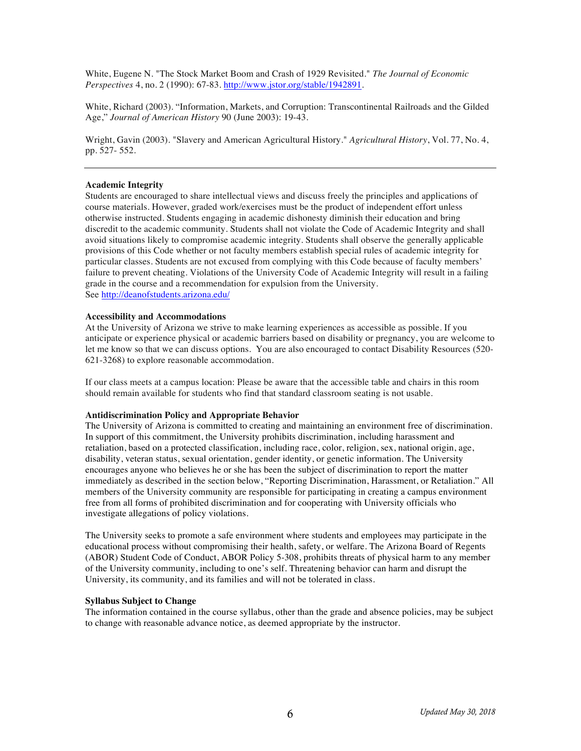White, Eugene N. "The Stock Market Boom and Crash of 1929 Revisited." *The Journal of Economic Perspectives* 4, no. 2 (1990): 67-83. http://www.jstor.org/stable/1942891.

White, Richard (2003). "Information, Markets, and Corruption: Transcontinental Railroads and the Gilded Age," *Journal of American History* 90 (June 2003): 19-43.

Wright, Gavin (2003). "Slavery and American Agricultural History." *Agricultural History*, Vol. 77, No. 4, pp. 527- 552.

---

**Academic Integrity**

Students are encouraged to share intellectual views and discuss freely the principles and applications of course materials. However, graded work/exercises must be the product of independent effort unless otherwise instructed. Students engaging in academic dishonesty diminish their education and bring discredit to the academic community. Students shall not violate the Code of Academic Integrity and shall avoid situations likely to compromise academic integrity. Students shall observe the generally applicable provisions of this Code whether or not faculty members establish special rules of academic integrity for particular classes. Students are not excused from complying with this Code because of faculty members' failure to prevent cheating. Violations of the University Code of Academic Integrity will result in a failing grade in the course and a recommendation for expulsion from the University.
See http://deanofstudents.arizona.edu/

**Accessibility and Accommodations**

At the University of Arizona we strive to make learning experiences as accessible as possible. If you anticipate or experience physical or academic barriers based on disability or pregnancy, you are welcome to let me know so that we can discuss options. You are also encouraged to contact Disability Resources (520-621-3268) to explore reasonable accommodation.

If our class meets at a campus location: Please be aware that the accessible table and chairs in this room should remain available for students who find that standard classroom seating is not usable.

**Antidiscrimination Policy and Appropriate Behavior**

The University of Arizona is committed to creating and maintaining an environment free of discrimination. In support of this commitment, the University prohibits discrimination, including harassment and retaliation, based on a protected classification, including race, color, religion, sex, national origin, age, disability, veteran status, sexual orientation, gender identity, or genetic information. The University encourages anyone who believes he or she has been the subject of discrimination to report the matter immediately as described in the section below, "Reporting Discrimination, Harassment, or Retaliation." All members of the University community are responsible for participating in creating a campus environment free from all forms of prohibited discrimination and for cooperating with University officials who investigate allegations of policy violations.

The University seeks to promote a safe environment where students and employees may participate in the educational process without compromising their health, safety, or welfare. The Arizona Board of Regents (ABOR) Student Code of Conduct, ABOR Policy 5-308, prohibits threats of physical harm to any member of the University community, including to one's self. Threatening behavior can harm and disrupt the University, its community, and its families and will not be tolerated in class.

**Syllabus Subject to Change**

The information contained in the course syllabus, other than the grade and absence policies, may be subject to change with reasonable advance notice, as deemed appropriate by the instructor.